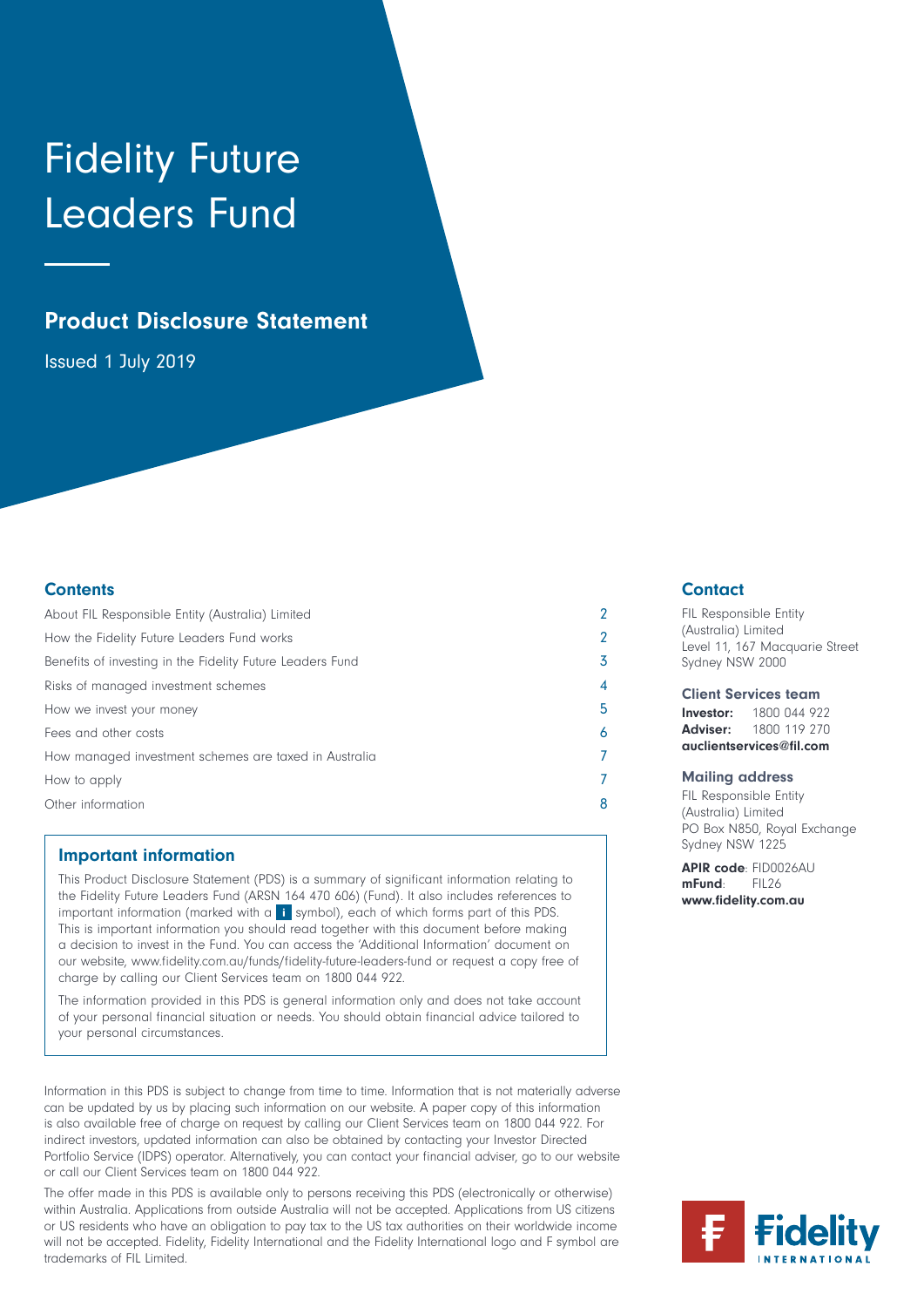# Fidelity Future Leaders Fund

## Product Disclosure Statement

Issued 1 July 2019

### Contents

| | |
|---|---|
| About FIL Responsible Entity (Australia) Limited | 2 |
| How the Fidelity Future Leaders Fund works | 2 |
| Benefits of investing in the Fidelity Future Leaders Fund | 3 |
| Risks of managed investment schemes | 4 |
| How we invest your money | 5 |
| Fees and other costs | 6 |
| How managed investment schemes are taxed in Australia | 7 |
| How to apply | 7 |
| Other information | 8 |

### Important information

This Product Disclosure Statement (PDS) is a summary of significant information relating to the Fidelity Future Leaders Fund (ARSN 164 470 606) (Fund). It also includes references to important information (marked with a **i** symbol), each of which forms part of this PDS. This is important information you should read together with this document before making a decision to invest in the Fund. You can access the 'Additional Information' document on our website, www.fidelity.com.au/funds/fidelity-future-leaders-fund or request a copy free of charge by calling our Client Services team on 1800 044 922.

The information provided in this PDS is general information only and does not take account of your personal financial situation or needs. You should obtain financial advice tailored to your personal circumstances.

Information in this PDS is subject to change from time to time. Information that is not materially adverse can be updated by us by placing such information on our website. A paper copy of this information is also available free of charge on request by calling our Client Services team on 1800 044 922. For indirect investors, updated information can also be obtained by contacting your Investor Directed Portfolio Service (IDPS) operator. Alternatively, you can contact your financial adviser, go to our website or call our Client Services team on 1800 044 922.

The offer made in this PDS is available only to persons receiving this PDS (electronically or otherwise) within Australia. Applications from outside Australia will not be accepted. Applications from US citizens or US residents who have an obligation to pay tax to the US tax authorities on their worldwide income will not be accepted. Fidelity, Fidelity International and the Fidelity International logo and F symbol are trademarks of FIL Limited.

### Contact

FIL Responsible Entity (Australia) Limited
Level 11, 167 Macquarie Street
Sydney NSW 2000

#### Client Services team

**Investor:** 1800 044 922
**Adviser:** 1800 119 270
**auclientservices@fil.com**

#### Mailing address

FIL Responsible Entity (Australia) Limited
PO Box N850, Royal Exchange
Sydney NSW 1225

**APIR code**: FID0026AU
**mFund**: FIL26
**www.fidelity.com.au**

Fidelity INTERNATIONAL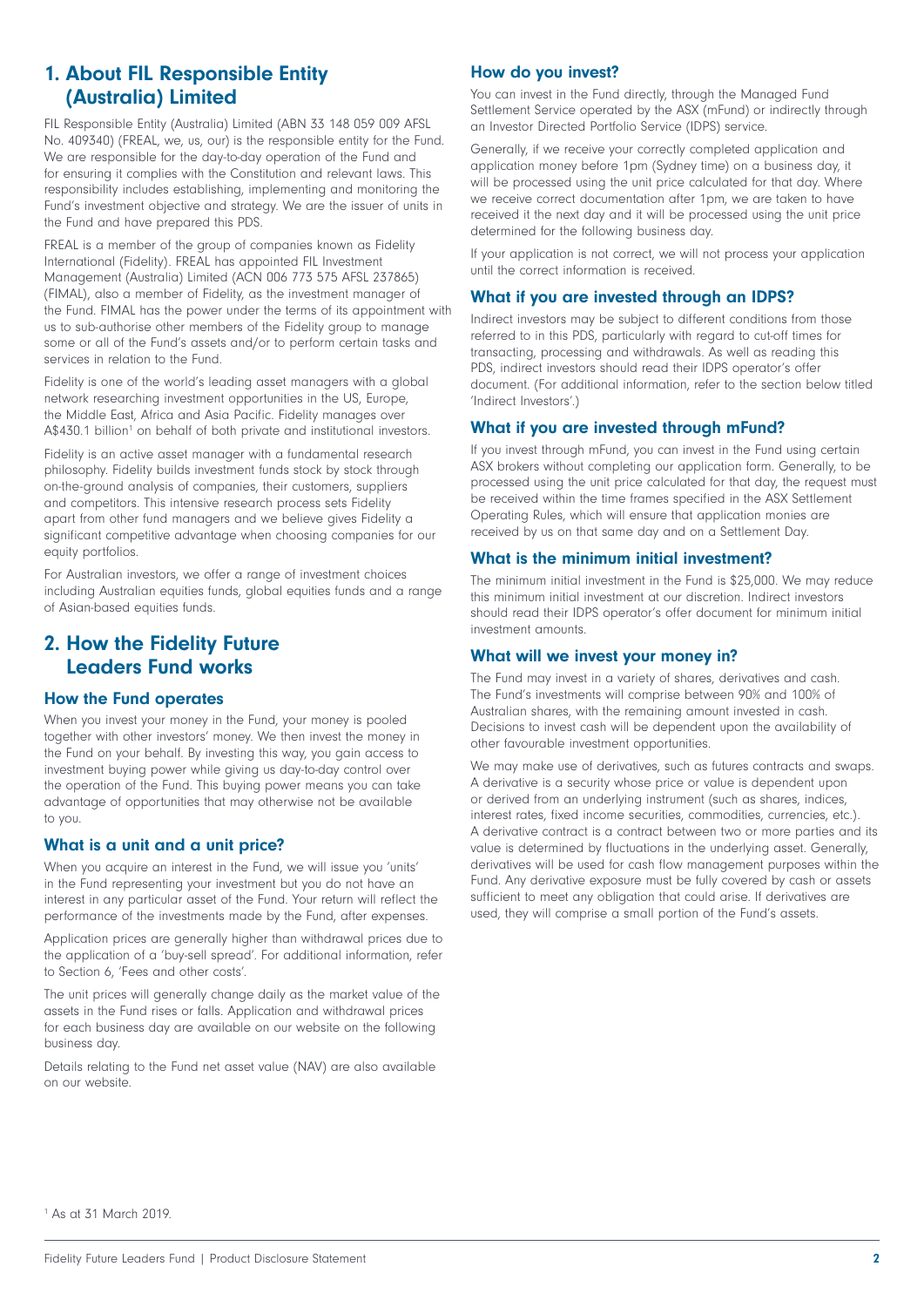## 1. About FIL Responsible Entity (Australia) Limited

FIL Responsible Entity (Australia) Limited (ABN 33 148 059 009 AFSL No. 409340) (FREAL, we, us, our) is the responsible entity for the Fund. We are responsible for the day-to-day operation of the Fund and for ensuring it complies with the Constitution and relevant laws. This responsibility includes establishing, implementing and monitoring the Fund's investment objective and strategy. We are the issuer of units in the Fund and have prepared this PDS.

FREAL is a member of the group of companies known as Fidelity International (Fidelity). FREAL has appointed FIL Investment Management (Australia) Limited (ACN 006 773 575 AFSL 237865) (FIMAL), also a member of Fidelity, as the investment manager of the Fund. FIMAL has the power under the terms of its appointment with us to sub-authorise other members of the Fidelity group to manage some or all of the Fund's assets and/or to perform certain tasks and services in relation to the Fund.

Fidelity is one of the world's leading asset managers with a global network researching investment opportunities in the US, Europe, the Middle East, Africa and Asia Pacific. Fidelity manages over A$430.1 billion[1] on behalf of both private and institutional investors.

Fidelity is an active asset manager with a fundamental research philosophy. Fidelity builds investment funds stock by stock through on-the-ground analysis of companies, their customers, suppliers and competitors. This intensive research process sets Fidelity apart from other fund managers and we believe gives Fidelity a significant competitive advantage when choosing companies for our equity portfolios.

For Australian investors, we offer a range of investment choices including Australian equities funds, global equities funds and a range of Asian-based equities funds.

## 2. How the Fidelity Future Leaders Fund works

### How the Fund operates

When you invest your money in the Fund, your money is pooled together with other investors' money. We then invest the money in the Fund on your behalf. By investing this way, you gain access to investment buying power while giving us day-to-day control over the operation of the Fund. This buying power means you can take advantage of opportunities that may otherwise not be available to you.

### What is a unit and a unit price?

When you acquire an interest in the Fund, we will issue you 'units' in the Fund representing your investment but you do not have an interest in any particular asset of the Fund. Your return will reflect the performance of the investments made by the Fund, after expenses.

Application prices are generally higher than withdrawal prices due to the application of a 'buy-sell spread'. For additional information, refer to Section 6, 'Fees and other costs'.

The unit prices will generally change daily as the market value of the assets in the Fund rises or falls. Application and withdrawal prices for each business day are available on our website on the following business day.

Details relating to the Fund net asset value (NAV) are also available on our website.

### How do you invest?

You can invest in the Fund directly, through the Managed Fund Settlement Service operated by the ASX (mFund) or indirectly through an Investor Directed Portfolio Service (IDPS) service.

Generally, if we receive your correctly completed application and application money before 1pm (Sydney time) on a business day, it will be processed using the unit price calculated for that day. Where we receive correct documentation after 1pm, we are taken to have received it the next day and it will be processed using the unit price determined for the following business day.

If your application is not correct, we will not process your application until the correct information is received.

### What if you are invested through an IDPS?

Indirect investors may be subject to different conditions from those referred to in this PDS, particularly with regard to cut-off times for transacting, processing and withdrawals. As well as reading this PDS, indirect investors should read their IDPS operator's offer document. (For additional information, refer to the section below titled 'Indirect Investors'.)

### What if you are invested through mFund?

If you invest through mFund, you can invest in the Fund using certain ASX brokers without completing our application form. Generally, to be processed using the unit price calculated for that day, the request must be received within the time frames specified in the ASX Settlement Operating Rules, which will ensure that application monies are received by us on that same day and on a Settlement Day.

### What is the minimum initial investment?

The minimum initial investment in the Fund is $25,000. We may reduce this minimum initial investment at our discretion. Indirect investors should read their IDPS operator's offer document for minimum initial investment amounts.

### What will we invest your money in?

The Fund may invest in a variety of shares, derivatives and cash. The Fund's investments will comprise between 90% and 100% of Australian shares, with the remaining amount invested in cash. Decisions to invest cash will be dependent upon the availability of other favourable investment opportunities.

We may make use of derivatives, such as futures contracts and swaps. A derivative is a security whose price or value is dependent upon or derived from an underlying instrument (such as shares, indices, interest rates, fixed income securities, commodities, currencies, etc.). A derivative contract is a contract between two or more parties and its value is determined by fluctuations in the underlying asset. Generally, derivatives will be used for cash flow management purposes within the Fund. Any derivative exposure must be fully covered by cash or assets sufficient to meet any obligation that could arise. If derivatives are used, they will comprise a small portion of the Fund's assets.

[1] As at 31 March 2019.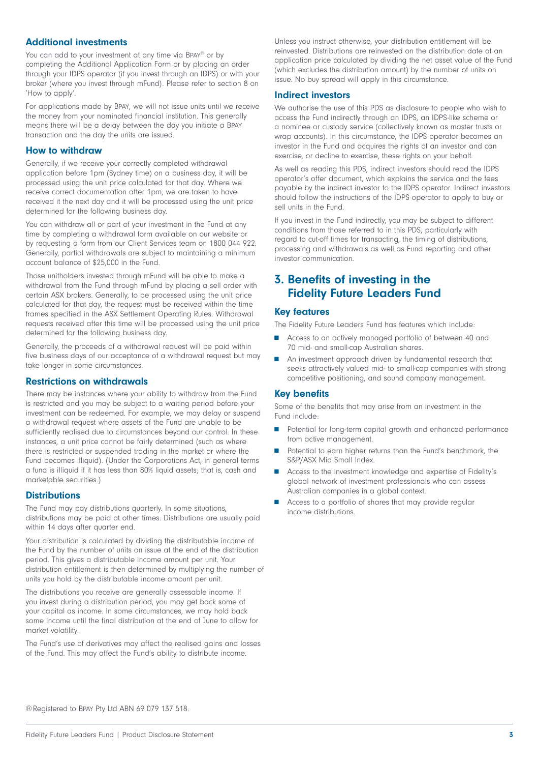### Additional investments

You can add to your investment at any time via BPAY® or by completing the Additional Application Form or by placing an order through your IDPS operator (if you invest through an IDPS) or with your broker (where you invest through mFund). Please refer to section 8 on 'How to apply'.

For applications made by BPAY, we will not issue units until we receive the money from your nominated financial institution. This generally means there will be a delay between the day you initiate a BPAY transaction and the day the units are issued.

### How to withdraw

Generally, if we receive your correctly completed withdrawal application before 1pm (Sydney time) on a business day, it will be processed using the unit price calculated for that day. Where we receive correct documentation after 1pm, we are taken to have received it the next day and it will be processed using the unit price determined for the following business day.

You can withdraw all or part of your investment in the Fund at any time by completing a withdrawal form available on our website or by requesting a form from our Client Services team on 1800 044 922. Generally, partial withdrawals are subject to maintaining a minimum account balance of $25,000 in the Fund.

Those unitholders invested through mFund will be able to make a withdrawal from the Fund through mFund by placing a sell order with certain ASX brokers. Generally, to be processed using the unit price calculated for that day, the request must be received within the time frames specified in the ASX Settlement Operating Rules. Withdrawal requests received after this time will be processed using the unit price determined for the following business day.

Generally, the proceeds of a withdrawal request will be paid within five business days of our acceptance of a withdrawal request but may take longer in some circumstances.

### Restrictions on withdrawals

There may be instances where your ability to withdraw from the Fund is restricted and you may be subject to a waiting period before your investment can be redeemed. For example, we may delay or suspend a withdrawal request where assets of the Fund are unable to be sufficiently realised due to circumstances beyond our control. In these instances, a unit price cannot be fairly determined (such as where there is restricted or suspended trading in the market or where the Fund becomes illiquid). (Under the Corporations Act, in general terms a fund is illiquid if it has less than 80% liquid assets; that is, cash and marketable securities.)

### Distributions

The Fund may pay distributions quarterly. In some situations, distributions may be paid at other times. Distributions are usually paid within 14 days after quarter end.

Your distribution is calculated by dividing the distributable income of the Fund by the number of units on issue at the end of the distribution period. This gives a distributable income amount per unit. Your distribution entitlement is then determined by multiplying the number of units you hold by the distributable income amount per unit.

The distributions you receive are generally assessable income. If you invest during a distribution period, you may get back some of your capital as income. In some circumstances, we may hold back some income until the final distribution at the end of June to allow for market volatility.

The Fund's use of derivatives may affect the realised gains and losses of the Fund. This may affect the Fund's ability to distribute income.

Unless you instruct otherwise, your distribution entitlement will be reinvested. Distributions are reinvested on the distribution date at an application price calculated by dividing the net asset value of the Fund (which excludes the distribution amount) by the number of units on issue. No buy spread will apply in this circumstance.

### Indirect investors

We authorise the use of this PDS as disclosure to people who wish to access the Fund indirectly through an IDPS, an IDPS-like scheme or a nominee or custody service (collectively known as master trusts or wrap accounts). In this circumstance, the IDPS operator becomes an investor in the Fund and acquires the rights of an investor and can exercise, or decline to exercise, these rights on your behalf.

As well as reading this PDS, indirect investors should read the IDPS operator's offer document, which explains the service and the fees payable by the indirect investor to the IDPS operator. Indirect investors should follow the instructions of the IDPS operator to apply to buy or sell units in the Fund.

If you invest in the Fund indirectly, you may be subject to different conditions from those referred to in this PDS, particularly with regard to cut-off times for transacting, the timing of distributions, processing and withdrawals as well as Fund reporting and other investor communication.

## 3. Benefits of investing in the Fidelity Future Leaders Fund

### Key features

The Fidelity Future Leaders Fund has features which include:

- Access to an actively managed portfolio of between 40 and 70 mid- and small-cap Australian shares.
- An investment approach driven by fundamental research that seeks attractively valued mid- to small-cap companies with strong competitive positioning, and sound company management.

### Key benefits

Some of the benefits that may arise from an investment in the Fund include:

- Potential for long-term capital growth and enhanced performance from active management.
- Potential to earn higher returns than the Fund's benchmark, the S&P/ASX Mid Small Index.
- Access to the investment knowledge and expertise of Fidelity's global network of investment professionals who can assess Australian companies in a global context.
- Access to a portfolio of shares that may provide regular income distributions.

® Registered to BPAY Pty Ltd ABN 69 079 137 518.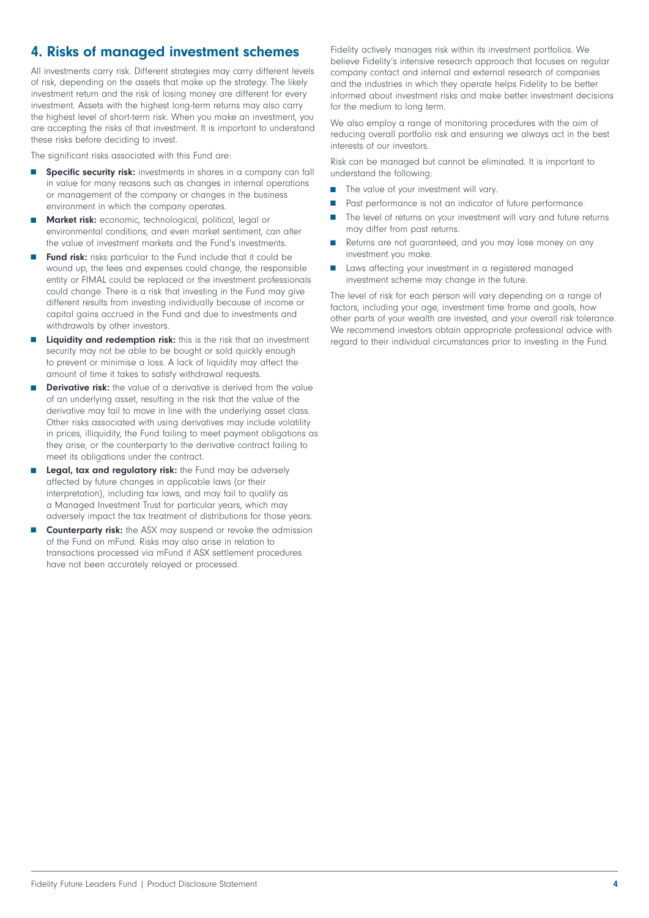## 4. Risks of managed investment schemes

All investments carry risk. Different strategies may carry different levels of risk, depending on the assets that make up the strategy. The likely investment return and the risk of losing money are different for every investment. Assets with the highest long-term returns may also carry the highest level of short-term risk. When you make an investment, you are accepting the risks of that investment. It is important to understand these risks before deciding to invest.

The significant risks associated with this Fund are:

- **Specific security risk:** investments in shares in a company can fall in value for many reasons such as changes in internal operations or management of the company or changes in the business environment in which the company operates.
- **Market risk:** economic, technological, political, legal or environmental conditions, and even market sentiment, can alter the value of investment markets and the Fund's investments.
- **Fund risk:** risks particular to the Fund include that it could be wound up, the fees and expenses could change, the responsible entity or FIMAL could be replaced or the investment professionals could change. There is a risk that investing in the Fund may give different results from investing individually because of income or capital gains accrued in the Fund and due to investments and withdrawals by other investors.
- **Liquidity and redemption risk:** this is the risk that an investment security may not be able to be bought or sold quickly enough to prevent or minimise a loss. A lack of liquidity may affect the amount of time it takes to satisfy withdrawal requests.
- **Derivative risk:** the value of a derivative is derived from the value of an underlying asset, resulting in the risk that the value of the derivative may fail to move in line with the underlying asset class. Other risks associated with using derivatives may include volatility in prices, illiquidity, the Fund failing to meet payment obligations as they arise, or the counterparty to the derivative contract failing to meet its obligations under the contract.
- **Legal, tax and regulatory risk:** the Fund may be adversely affected by future changes in applicable laws (or their interpretation), including tax laws, and may fail to qualify as a Managed Investment Trust for particular years, which may adversely impact the tax treatment of distributions for those years.
- **Counterparty risk:** the ASX may suspend or revoke the admission of the Fund on mFund. Risks may also arise in relation to transactions processed via mFund if ASX settlement procedures have not been accurately relayed or processed.

Fidelity actively manages risk within its investment portfolios. We believe Fidelity's intensive research approach that focuses on regular company contact and internal and external research of companies and the industries in which they operate helps Fidelity to be better informed about investment risks and make better investment decisions for the medium to long term.

We also employ a range of monitoring procedures with the aim of reducing overall portfolio risk and ensuring we always act in the best interests of our investors.

Risk can be managed but cannot be eliminated. It is important to understand the following:

- The value of your investment will vary.
- Past performance is not an indicator of future performance.
- The level of returns on your investment will vary and future returns may differ from past returns.
- Returns are not guaranteed, and you may lose money on any investment you make.
- Laws affecting your investment in a registered managed investment scheme may change in the future.

The level of risk for each person will vary depending on a range of factors, including your age, investment time frame and goals, how other parts of your wealth are invested, and your overall risk tolerance. We recommend investors obtain appropriate professional advice with regard to their individual circumstances prior to investing in the Fund.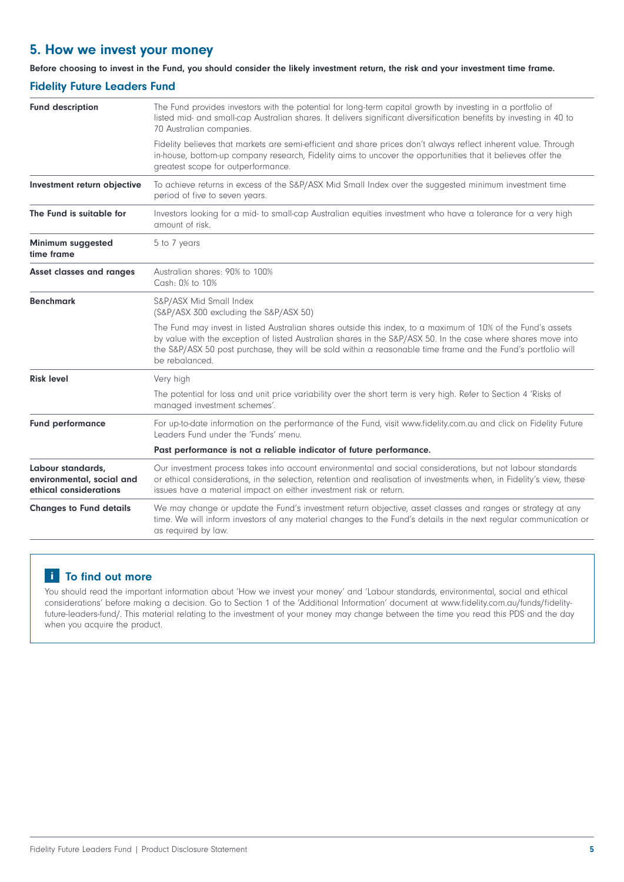## 5. How we invest your money

**Before choosing to invest in the Fund, you should consider the likely investment return, the risk and your investment time frame.**

### Fidelity Future Leaders Fund

| | |
|---|---|
| **Fund description** | The Fund provides investors with the potential for long-term capital growth by investing in a portfolio of listed mid- and small-cap Australian shares. It delivers significant diversification benefits by investing in 40 to 70 Australian companies.<br><br>Fidelity believes that markets are semi-efficient and share prices don't always reflect inherent value. Through in-house, bottom-up company research, Fidelity aims to uncover the opportunities that it believes offer the greatest scope for outperformance. |
| **Investment return objective** | To achieve returns in excess of the S&P/ASX Mid Small Index over the suggested minimum investment time period of five to seven years. |
| **The Fund is suitable for** | Investors looking for a mid- to small-cap Australian equities investment who have a tolerance for a very high amount of risk. |
| **Minimum suggested time frame** | 5 to 7 years |
| **Asset classes and ranges** | Australian shares: 90% to 100%<br>Cash: 0% to 10% |
| **Benchmark** | S&P/ASX Mid Small Index<br>(S&P/ASX 300 excluding the S&P/ASX 50)<br><br>The Fund may invest in listed Australian shares outside this index, to a maximum of 10% of the Fund's assets by value with the exception of listed Australian shares in the S&P/ASX 50. In the case where shares move into the S&P/ASX 50 post purchase, they will be sold within a reasonable time frame and the Fund's portfolio will be rebalanced. |
| **Risk level** | Very high<br><br>The potential for loss and unit price variability over the short term is very high. Refer to Section 4 'Risks of managed investment schemes'. |
| **Fund performance** | For up-to-date information on the performance of the Fund, visit www.fidelity.com.au and click on Fidelity Future Leaders Fund under the 'Funds' menu.<br><br>**Past performance is not a reliable indicator of future performance.** |
| **Labour standards, environmental, social and ethical considerations** | Our investment process takes into account environmental and social considerations, but not labour standards or ethical considerations, in the selection, retention and realisation of investments when, in Fidelity's view, these issues have a material impact on either investment risk or return. |
| **Changes to Fund details** | We may change or update the Fund's investment return objective, asset classes and ranges or strategy at any time. We will inform investors of any material changes to the Fund's details in the next regular communication or as required by law. |

### To find out more

You should read the important information about 'How we invest your money' and 'Labour standards, environmental, social and ethical considerations' before making a decision. Go to Section 1 of the 'Additional Information' document at www.fidelity.com.au/funds/fidelity-future-leaders-fund/. This material relating to the investment of your money may change between the time you read this PDS and the day when you acquire the product.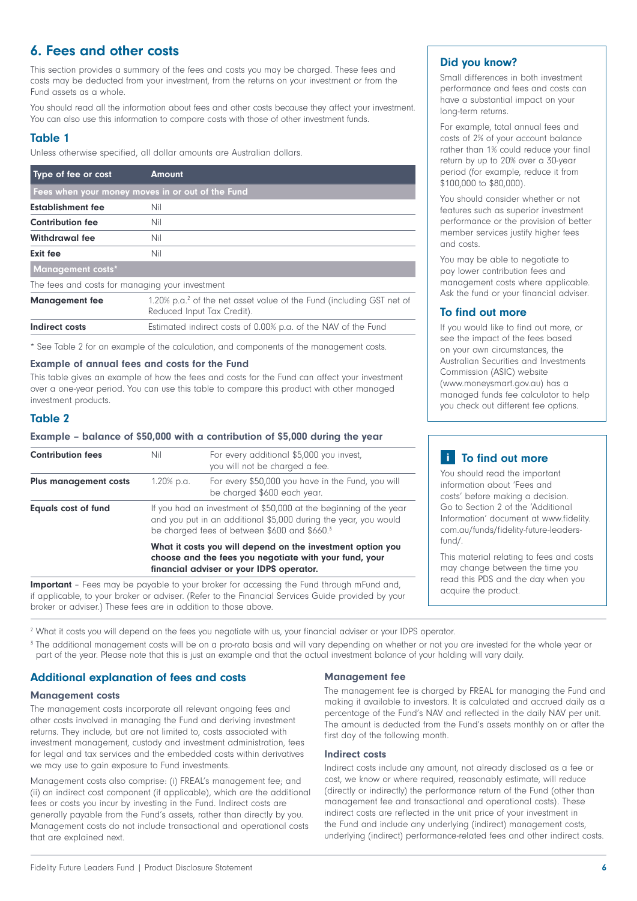## 6. Fees and other costs

This section provides a summary of the fees and costs you may be charged. These fees and costs may be deducted from your investment, from the returns on your investment or from the Fund assets as a whole.

You should read all the information about fees and other costs because they affect your investment. You can also use this information to compare costs with those of other investment funds.

### Table 1

Unless otherwise specified, all dollar amounts are Australian dollars.

| Type of fee or cost | Amount |
|---|---|
| **Fees when your money moves in or out of the Fund** | |
| **Establishment fee** | Nil |
| **Contribution fee** | Nil |
| **Withdrawal fee** | Nil |
| **Exit fee** | Nil |
| **Management costs*** | |
| The fees and costs for managing your investment | |
| **Management fee** | 1.20% p.a.[2] of the net asset value of the Fund (including GST net of Reduced Input Tax Credit). |
| **Indirect costs** | Estimated indirect costs of 0.00% p.a. of the NAV of the Fund |

* See Table 2 for an example of the calculation, and components of the management costs.

#### Example of annual fees and costs for the Fund

This table gives an example of how the fees and costs for the Fund can affect your investment over a one-year period. You can use this table to compare this product with other managed investment products.

### Table 2

#### Example – balance of $50,000 with a contribution of $5,000 during the year

| | | |
|---|---|---|
| **Contribution fees** | Nil | For every additional $5,000 you invest, you will not be charged a fee. |
| **Plus management costs** | 1.20% p.a. | For every $50,000 you have in the Fund, you will be charged $600 each year. |
| **Equals cost of fund** | If you had an investment of $50,000 at the beginning of the year and you put in an additional $5,000 during the year, you would be charged fees of between $600 and $660.[3] | |
| | **What it costs you will depend on the investment option you choose and the fees you negotiate with your fund, your financial adviser or your IDPS operator.** | |

**Important** – Fees may be payable to your broker for accessing the Fund through mFund and, if applicable, to your broker or adviser. (Refer to the Financial Services Guide provided by your broker or adviser.) These fees are in addition to those above.

### Did you know?

Small differences in both investment performance and fees and costs can have a substantial impact on your long-term returns.

For example, total annual fees and costs of 2% of your account balance rather than 1% could reduce your final return by up to 20% over a 30-year period (for example, reduce it from $100,000 to $80,000).

You should consider whether or not features such as superior investment performance or the provision of better member services justify higher fees and costs.

You may be able to negotiate to pay lower contribution fees and management costs where applicable. Ask the fund or your financial adviser.

### To find out more

If you would like to find out more, or see the impact of the fees based on your own circumstances, the Australian Securities and Investments Commission (ASIC) website (www.moneysmart.gov.au) has a managed funds fee calculator to help you check out different fee options.

### To find out more

You should read the important information about 'Fees and costs' before making a decision. Go to Section 2 of the 'Additional Information' document at www.fidelity.com.au/funds/fidelity-future-leaders-fund/.

This material relating to fees and costs may change between the time you read this PDS and the day when you acquire the product.

[2] What it costs you will depend on the fees you negotiate with us, your financial adviser or your IDPS operator.

[3] The additional management costs will be on a pro-rata basis and will vary depending on whether or not you are invested for the whole year or part of the year. Please note that this is just an example and that the actual investment balance of your holding will vary daily.

### Additional explanation of fees and costs

#### Management costs

The management costs incorporate all relevant ongoing fees and other costs involved in managing the Fund and deriving investment returns. They include, but are not limited to, costs associated with investment management, custody and investment administration, fees for legal and tax services and the embedded costs within derivatives we may use to gain exposure to Fund investments.

Management costs also comprise: (i) FREAL's management fee; and (ii) an indirect cost component (if applicable), which are the additional fees or costs you incur by investing in the Fund. Indirect costs are generally payable from the Fund's assets, rather than directly by you. Management costs do not include transactional and operational costs that are explained next.

#### Management fee

The management fee is charged by FREAL for managing the Fund and making it available to investors. It is calculated and accrued daily as a percentage of the Fund's NAV and reflected in the daily NAV per unit. The amount is deducted from the Fund's assets monthly on or after the first day of the following month.

#### Indirect costs

Indirect costs include any amount, not already disclosed as a fee or cost, we know or where required, reasonably estimate, will reduce (directly or indirectly) the performance return of the Fund (other than management fee and transactional and operational costs). These indirect costs are reflected in the unit price of your investment in the Fund and include any underlying (indirect) management costs, underlying (indirect) performance-related fees and other indirect costs.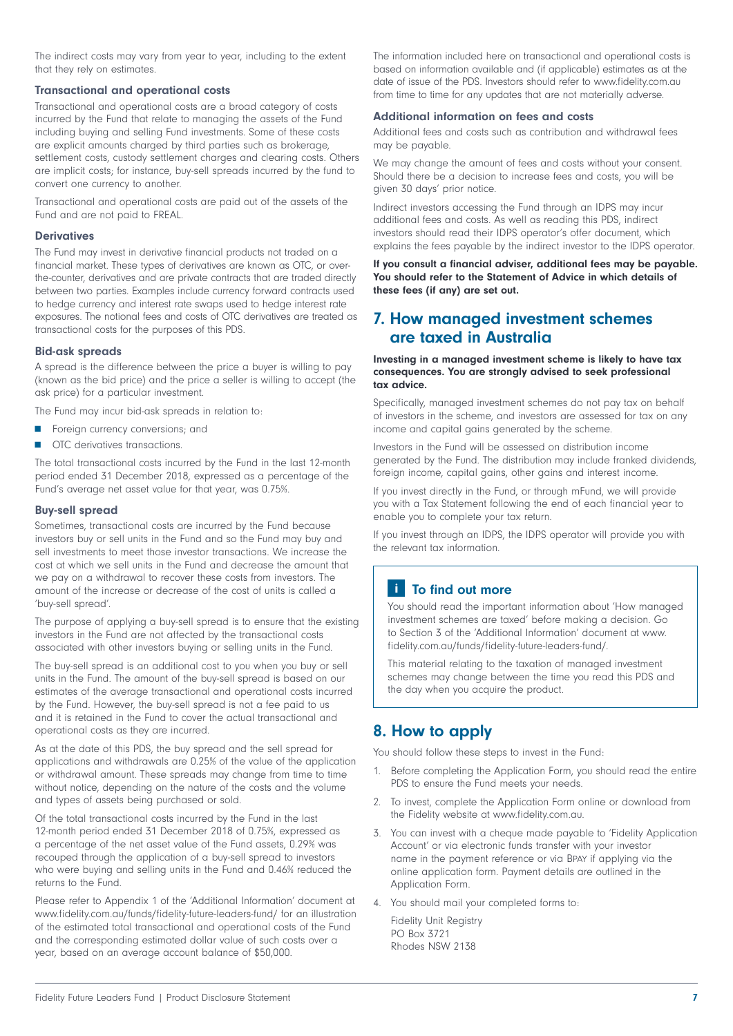The indirect costs may vary from year to year, including to the extent that they rely on estimates.

### Transactional and operational costs

Transactional and operational costs are a broad category of costs incurred by the Fund that relate to managing the assets of the Fund including buying and selling Fund investments. Some of these costs are explicit amounts charged by third parties such as brokerage, settlement costs, custody settlement charges and clearing costs. Others are implicit costs; for instance, buy-sell spreads incurred by the fund to convert one currency to another.

Transactional and operational costs are paid out of the assets of the Fund and are not paid to FREAL.

### Derivatives

The Fund may invest in derivative financial products not traded on a financial market. These types of derivatives are known as OTC, or over-the-counter, derivatives and are private contracts that are traded directly between two parties. Examples include currency forward contracts used to hedge currency and interest rate swaps used to hedge interest rate exposures. The notional fees and costs of OTC derivatives are treated as transactional costs for the purposes of this PDS.

### Bid-ask spreads

A spread is the difference between the price a buyer is willing to pay (known as the bid price) and the price a seller is willing to accept (the ask price) for a particular investment.

The Fund may incur bid-ask spreads in relation to:

- Foreign currency conversions; and
- OTC derivatives transactions.

The total transactional costs incurred by the Fund in the last 12-month period ended 31 December 2018, expressed as a percentage of the Fund's average net asset value for that year, was 0.75%.

### Buy-sell spread

Sometimes, transactional costs are incurred by the Fund because investors buy or sell units in the Fund and so the Fund may buy and sell investments to meet those investor transactions. We increase the cost at which we sell units in the Fund and decrease the amount that we pay on a withdrawal to recover these costs from investors. The amount of the increase or decrease of the cost of units is called a 'buy-sell spread'.

The purpose of applying a buy-sell spread is to ensure that the existing investors in the Fund are not affected by the transactional costs associated with other investors buying or selling units in the Fund.

The buy-sell spread is an additional cost to you when you buy or sell units in the Fund. The amount of the buy-sell spread is based on our estimates of the average transactional and operational costs incurred by the Fund. However, the buy-sell spread is not a fee paid to us and it is retained in the Fund to cover the actual transactional and operational costs as they are incurred.

As at the date of this PDS, the buy spread and the sell spread for applications and withdrawals are 0.25% of the value of the application or withdrawal amount. These spreads may change from time to time without notice, depending on the nature of the costs and the volume and types of assets being purchased or sold.

Of the total transactional costs incurred by the Fund in the last 12-month period ended 31 December 2018 of 0.75%, expressed as a percentage of the net asset value of the Fund assets, 0.29% was recouped through the application of a buy-sell spread to investors who were buying and selling units in the Fund and 0.46% reduced the returns to the Fund.

Please refer to Appendix 1 of the 'Additional Information' document at www.fidelity.com.au/funds/fidelity-future-leaders-fund/ for an illustration of the estimated total transactional and operational costs of the Fund and the corresponding estimated dollar value of such costs over a year, based on an average account balance of $50,000.

The information included here on transactional and operational costs is based on information available and (if applicable) estimates as at the date of issue of the PDS. Investors should refer to www.fidelity.com.au from time to time for any updates that are not materially adverse.

### Additional information on fees and costs

Additional fees and costs such as contribution and withdrawal fees may be payable.

We may change the amount of fees and costs without your consent. Should there be a decision to increase fees and costs, you will be given 30 days' prior notice.

Indirect investors accessing the Fund through an IDPS may incur additional fees and costs. As well as reading this PDS, indirect investors should read their IDPS operator's offer document, which explains the fees payable by the indirect investor to the IDPS operator.

**If you consult a financial adviser, additional fees may be payable. You should refer to the Statement of Advice in which details of these fees (if any) are set out.**

## 7. How managed investment schemes are taxed in Australia

**Investing in a managed investment scheme is likely to have tax consequences. You are strongly advised to seek professional tax advice.**

Specifically, managed investment schemes do not pay tax on behalf of investors in the scheme, and investors are assessed for tax on any income and capital gains generated by the scheme.

Investors in the Fund will be assessed on distribution income generated by the Fund. The distribution may include franked dividends, foreign income, capital gains, other gains and interest income.

If you invest directly in the Fund, or through mFund, we will provide you with a Tax Statement following the end of each financial year to enable you to complete your tax return.

If you invest through an IDPS, the IDPS operator will provide you with the relevant tax information.

### To find out more

You should read the important information about 'How managed investment schemes are taxed' before making a decision. Go to Section 3 of the 'Additional Information' document at www.fidelity.com.au/funds/fidelity-future-leaders-fund/.

This material relating to the taxation of managed investment schemes may change between the time you read this PDS and the day when you acquire the product.

## 8. How to apply

You should follow these steps to invest in the Fund:

1. Before completing the Application Form, you should read the entire PDS to ensure the Fund meets your needs.
2. To invest, complete the Application Form online or download from the Fidelity website at www.fidelity.com.au.
3. You can invest with a cheque made payable to 'Fidelity Application Account' or via electronic funds transfer with your investor name in the payment reference or via BPAY if applying via the online application form. Payment details are outlined in the Application Form.
4. You should mail your completed forms to:

   Fidelity Unit Registry
   PO Box 3721
   Rhodes NSW 2138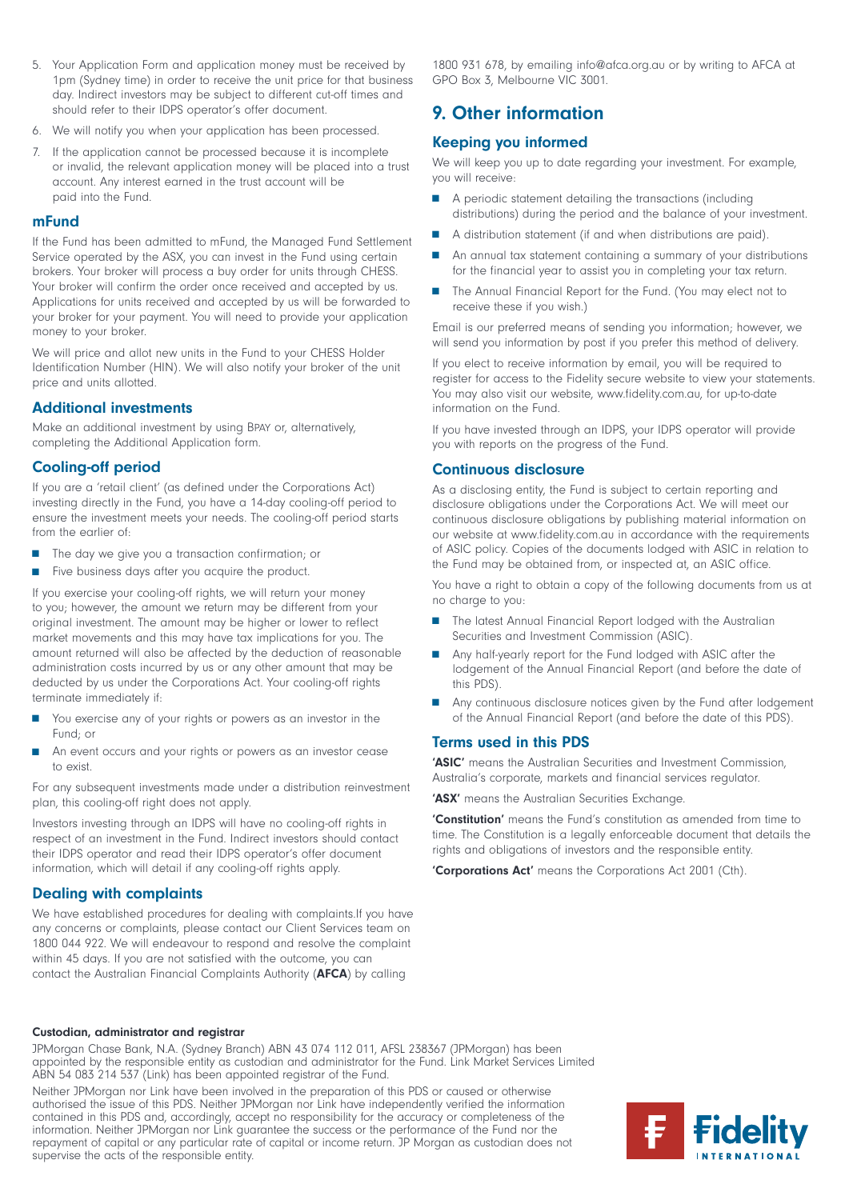5. Your Application Form and application money must be received by 1pm (Sydney time) in order to receive the unit price for that business day. Indirect investors may be subject to different cut-off times and should refer to their IDPS operator's offer document.
6. We will notify you when your application has been processed.
7. If the application cannot be processed because it is incomplete or invalid, the relevant application money will be placed into a trust account. Any interest earned in the trust account will be paid into the Fund.

### mFund

If the Fund has been admitted to mFund, the Managed Fund Settlement Service operated by the ASX, you can invest in the Fund using certain brokers. Your broker will process a buy order for units through CHESS. Your broker will confirm the order once received and accepted by us. Applications for units received and accepted by us will be forwarded to your broker for your payment. You will need to provide your application money to your broker.

We will price and allot new units in the Fund to your CHESS Holder Identification Number (HIN). We will also notify your broker of the unit price and units allotted.

### Additional investments

Make an additional investment by using BPAY or, alternatively, completing the Additional Application form.

### Cooling-off period

If you are a 'retail client' (as defined under the Corporations Act) investing directly in the Fund, you have a 14-day cooling-off period to ensure the investment meets your needs. The cooling-off period starts from the earlier of:

- The day we give you a transaction confirmation; or
- Five business days after you acquire the product.

If you exercise your cooling-off rights, we will return your money to you; however, the amount we return may be different from your original investment. The amount may be higher or lower to reflect market movements and this may have tax implications for you. The amount returned will also be affected by the deduction of reasonable administration costs incurred by us or any other amount that may be deducted by us under the Corporations Act. Your cooling-off rights terminate immediately if:

- You exercise any of your rights or powers as an investor in the Fund; or
- An event occurs and your rights or powers as an investor cease to exist.

For any subsequent investments made under a distribution reinvestment plan, this cooling-off right does not apply.

Investors investing through an IDPS will have no cooling-off rights in respect of an investment in the Fund. Indirect investors should contact their IDPS operator and read their IDPS operator's offer document information, which will detail if any cooling-off rights apply.

### Dealing with complaints

We have established procedures for dealing with complaints.If you have any concerns or complaints, please contact our Client Services team on 1800 044 922. We will endeavour to respond and resolve the complaint within 45 days. If you are not satisfied with the outcome, you can contact the Australian Financial Complaints Authority (**AFCA**) by calling 1800 931 678, by emailing info@afca.org.au or by writing to AFCA at GPO Box 3, Melbourne VIC 3001.

## 9. Other information

### Keeping you informed

We will keep you up to date regarding your investment. For example, you will receive:

- A periodic statement detailing the transactions (including distributions) during the period and the balance of your investment.
- A distribution statement (if and when distributions are paid).
- An annual tax statement containing a summary of your distributions for the financial year to assist you in completing your tax return.
- The Annual Financial Report for the Fund. (You may elect not to receive these if you wish.)

Email is our preferred means of sending you information; however, we will send you information by post if you prefer this method of delivery.

If you elect to receive information by email, you will be required to register for access to the Fidelity secure website to view your statements. You may also visit our website, www.fidelity.com.au, for up-to-date information on the Fund.

If you have invested through an IDPS, your IDPS operator will provide you with reports on the progress of the Fund.

### Continuous disclosure

As a disclosing entity, the Fund is subject to certain reporting and disclosure obligations under the Corporations Act. We will meet our continuous disclosure obligations by publishing material information on our website at www.fidelity.com.au in accordance with the requirements of ASIC policy. Copies of the documents lodged with ASIC in relation to the Fund may be obtained from, or inspected at, an ASIC office.

You have a right to obtain a copy of the following documents from us at no charge to you:

- The latest Annual Financial Report lodged with the Australian Securities and Investment Commission (ASIC).
- Any half-yearly report for the Fund lodged with ASIC after the lodgement of the Annual Financial Report (and before the date of this PDS).
- Any continuous disclosure notices given by the Fund after lodgement of the Annual Financial Report (and before the date of this PDS).

### Terms used in this PDS

**'ASIC'** means the Australian Securities and Investment Commission, Australia's corporate, markets and financial services regulator.

**'ASX'** means the Australian Securities Exchange.

**'Constitution'** means the Fund's constitution as amended from time to time. The Constitution is a legally enforceable document that details the rights and obligations of investors and the responsible entity.

**'Corporations Act'** means the Corporations Act 2001 (Cth).

**Custodian, administrator and registrar**

JPMorgan Chase Bank, N.A. (Sydney Branch) ABN 43 074 112 011, AFSL 238367 (JPMorgan) has been appointed by the responsible entity as custodian and administrator for the Fund. Link Market Services Limited ABN 54 083 214 537 (Link) has been appointed registrar of the Fund.

Neither JPMorgan nor Link have been involved in the preparation of this PDS or caused or otherwise authorised the issue of this PDS. Neither JPMorgan nor Link have independently verified the information contained in this PDS and, accordingly, accept no responsibility for the accuracy or completeness of the information. Neither JPMorgan nor Link guarantee the success or the performance of the Fund nor the repayment of capital or any particular rate of capital or income return. JP Morgan as custodian does not supervise the acts of the responsible entity.

Fidelity INTERNATIONAL